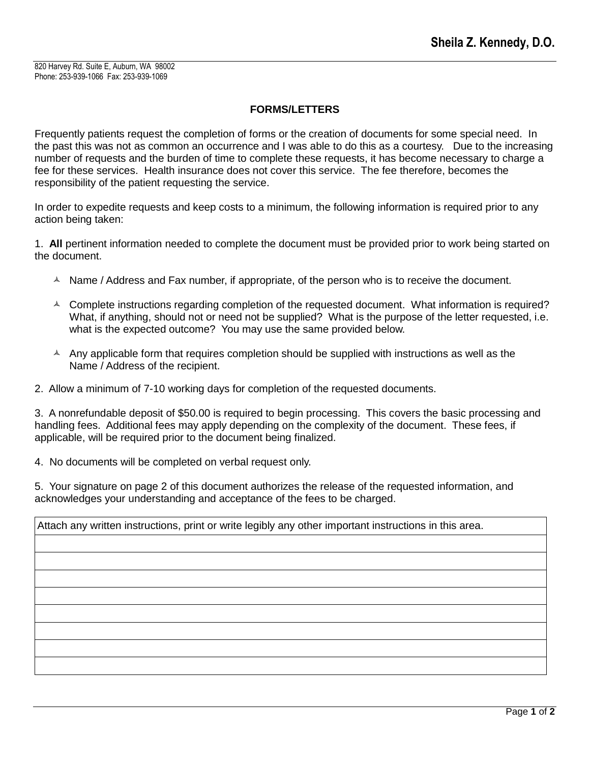# Sheila Z. Kennedy, D.O.

820 Harvey Rd. Suite E, Auburn, WA 98002
Phone: 253-939-1066 Fax: 253-939-1069

## FORMS/LETTERS

Frequently patients request the completion of forms or the creation of documents for some special need. In the past this was not as common an occurrence and I was able to do this as a courtesy. Due to the increasing number of requests and the burden of time to complete these requests, it has become necessary to charge a fee for these services. Health insurance does not cover this service. The fee therefore, becomes the responsibility of the patient requesting the service.

In order to expedite requests and keep costs to a minimum, the following information is required prior to any action being taken:

1. **All** pertinent information needed to complete the document must be provided prior to work being started on the document.

   - Name / Address and Fax number, if appropriate, of the person who is to receive the document.
   - Complete instructions regarding completion of the requested document. What information is required? What, if anything, should not or need not be supplied? What is the purpose of the letter requested, i.e. what is the expected outcome? You may use the same provided below.
   - Any applicable form that requires completion should be supplied with instructions as well as the Name / Address of the recipient.

2. Allow a minimum of 7-10 working days for completion of the requested documents.

3. A nonrefundable deposit of $50.00 is required to begin processing. This covers the basic processing and handling fees. Additional fees may apply depending on the complexity of the document. These fees, if applicable, will be required prior to the document being finalized.

4. No documents will be completed on verbal request only.

5. Your signature on page 2 of this document authorizes the release of the requested information, and acknowledges your understanding and acceptance of the fees to be charged.

| Attach any written instructions, print or write legibly any other important instructions in this area. |
|---|
| |
| |
| |
| |
| |
| |
| |
| |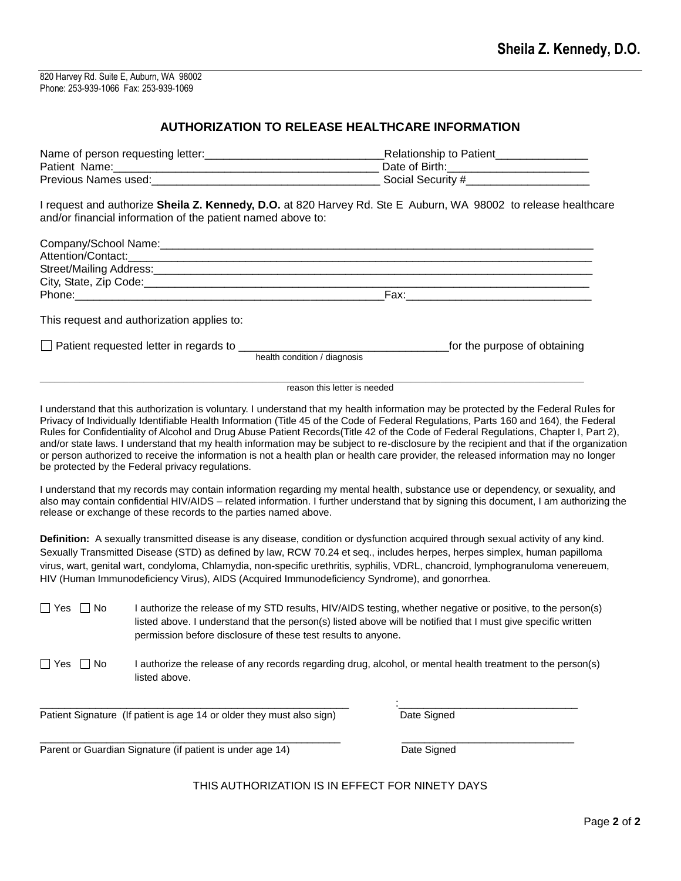**Sheila Z. Kennedy, D.O.**

820 Harvey Rd. Suite E, Auburn, WA 98002
Phone: 253-939-1066 Fax: 253-939-1069

## AUTHORIZATION TO RELEASE HEALTHCARE INFORMATION

Name of person requesting letter:_____________________________Relationship to Patient_______________
Patient Name:__________________________________________ Date of Birth:_______________________
Previous Names used:______________________________________ Social Security #____________________

I request and authorize **Sheila Z. Kennedy, D.O.** at 820 Harvey Rd. Ste E Auburn, WA 98002 to release healthcare and/or financial information of the patient named above to:

Company/School Name:___________________________________________________________________________
Attention/Contact:______________________________________________________________________________
Street/Mailing Address:__________________________________________________________________________
City, State, Zip Code:___________________________________________________________________________
Phone:_____________________________________________________Fax:______________________________

This request and authorization applies to:

☐ Patient requested letter in regards to _________________________________for the purpose of obtaining
health condition / diagnosis

_____________________________________________________________________________________________
reason this letter is needed

I understand that this authorization is voluntary. I understand that my health information may be protected by the Federal Rules for Privacy of Individually Identifiable Health Information (Title 45 of the Code of Federal Regulations, Parts 160 and 164), the Federal Rules for Confidentiality of Alcohol and Drug Abuse Patient Records(Title 42 of the Code of Federal Regulations, Chapter I, Part 2), and/or state laws. I understand that my health information may be subject to re-disclosure by the recipient and that if the organization or person authorized to receive the information is not a health plan or health care provider, the released information may no longer be protected by the Federal privacy regulations.

I understand that my records may contain information regarding my mental health, substance use or dependency, or sexuality, and also may contain confidential HIV/AIDS – related information. I further understand that by signing this document, I am authorizing the release or exchange of these records to the parties named above.

**Definition:** A sexually transmitted disease is any disease, condition or dysfunction acquired through sexual activity of any kind. Sexually Transmitted Disease (STD) as defined by law, RCW 70.24 et seq., includes herpes, herpes simplex, human papilloma virus, wart, genital wart, condyloma, Chlamydia, non-specific urethritis, syphilis, VDRL, chancroid, lymphogranuloma venereuem, HIV (Human Immunodeficiency Virus), AIDS (Acquired Immunodeficiency Syndrome), and gonorrhea.

☐ Yes ☐ No I authorize the release of my STD results, HIV/AIDS testing, whether negative or positive, to the person(s) listed above. I understand that the person(s) listed above will be notified that I must give specific written permission before disclosure of these test results to anyone.

☐ Yes ☐ No I authorize the release of any records regarding drug, alcohol, or mental health treatment to the person(s) listed above.

_______________________________________________________ :______________________________
Patient Signature (If patient is age 14 or older they must also sign) Date Signed

_______________________________________________________ ______________________________
Parent or Guardian Signature (if patient is under age 14) Date Signed

THIS AUTHORIZATION IS IN EFFECT FOR NINETY DAYS